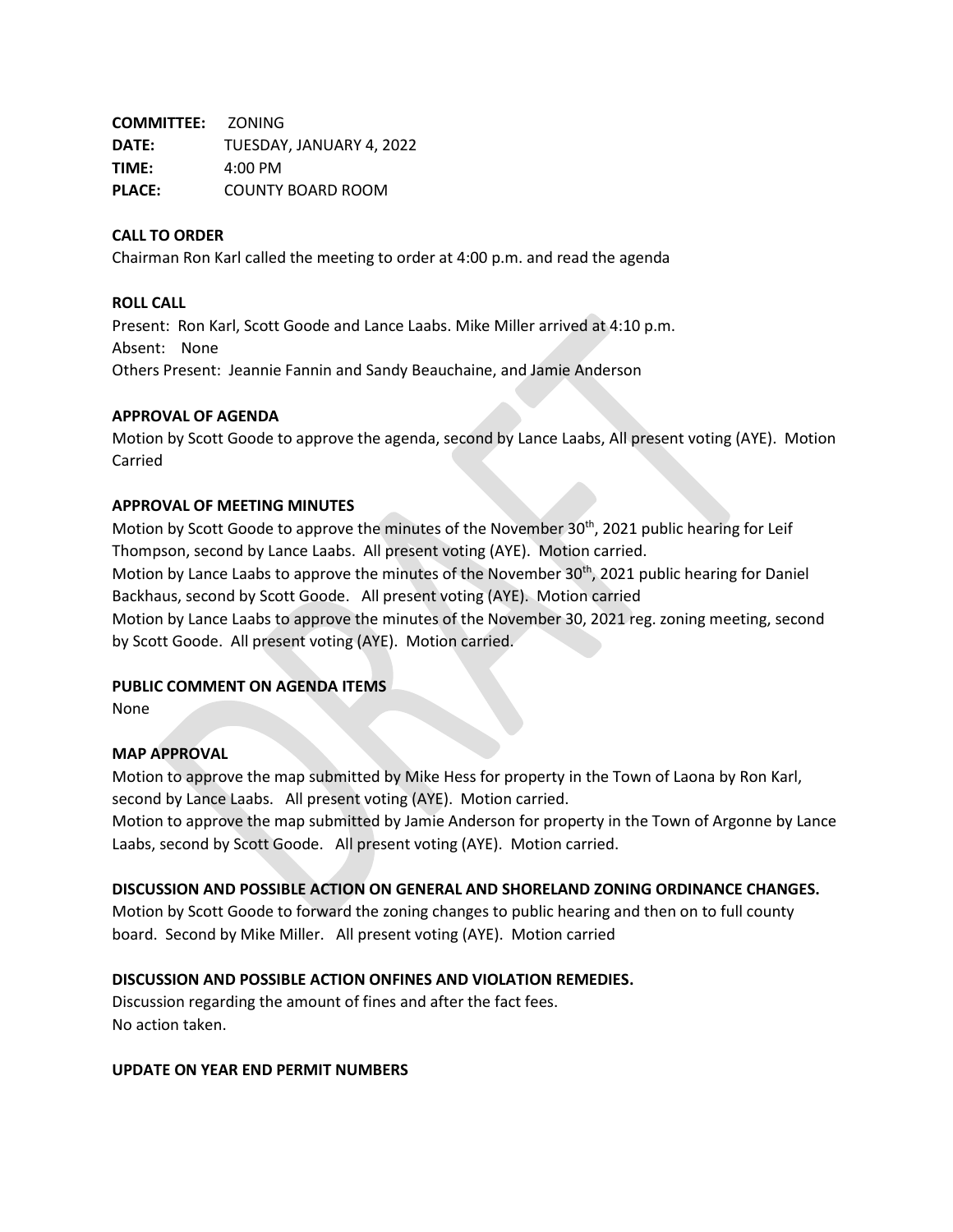**COMMITTEE:** ZONING
**DATE:** TUESDAY, JANUARY 4, 2022
**TIME:** 4:00 PM
**PLACE:** COUNTY BOARD ROOM

**CALL TO ORDER**

Chairman Ron Karl called the meeting to order at 4:00 p.m. and read the agenda

**ROLL CALL**

Present: Ron Karl, Scott Goode and Lance Laabs. Mike Miller arrived at 4:10 p.m.
Absent: None
Others Present: Jeannie Fannin and Sandy Beauchaine, and Jamie Anderson

**APPROVAL OF AGENDA**

Motion by Scott Goode to approve the agenda, second by Lance Laabs, All present voting (AYE). Motion Carried

**APPROVAL OF MEETING MINUTES**

Motion by Scott Goode to approve the minutes of the November 30th, 2021 public hearing for Leif Thompson, second by Lance Laabs. All present voting (AYE). Motion carried.
Motion by Lance Laabs to approve the minutes of the November 30th, 2021 public hearing for Daniel Backhaus, second by Scott Goode. All present voting (AYE). Motion carried
Motion by Lance Laabs to approve the minutes of the November 30, 2021 reg. zoning meeting, second by Scott Goode. All present voting (AYE). Motion carried.

**PUBLIC COMMENT ON AGENDA ITEMS**

None

**MAP APPROVAL**

Motion to approve the map submitted by Mike Hess for property in the Town of Laona by Ron Karl, second by Lance Laabs. All present voting (AYE). Motion carried.
Motion to approve the map submitted by Jamie Anderson for property in the Town of Argonne by Lance Laabs, second by Scott Goode. All present voting (AYE). Motion carried.

**DISCUSSION AND POSSIBLE ACTION ON GENERAL AND SHORELAND ZONING ORDINANCE CHANGES.**

Motion by Scott Goode to forward the zoning changes to public hearing and then on to full county board. Second by Mike Miller. All present voting (AYE). Motion carried

**DISCUSSION AND POSSIBLE ACTION ONFINES AND VIOLATION REMEDIES.**

Discussion regarding the amount of fines and after the fact fees.
No action taken.

**UPDATE ON YEAR END PERMIT NUMBERS**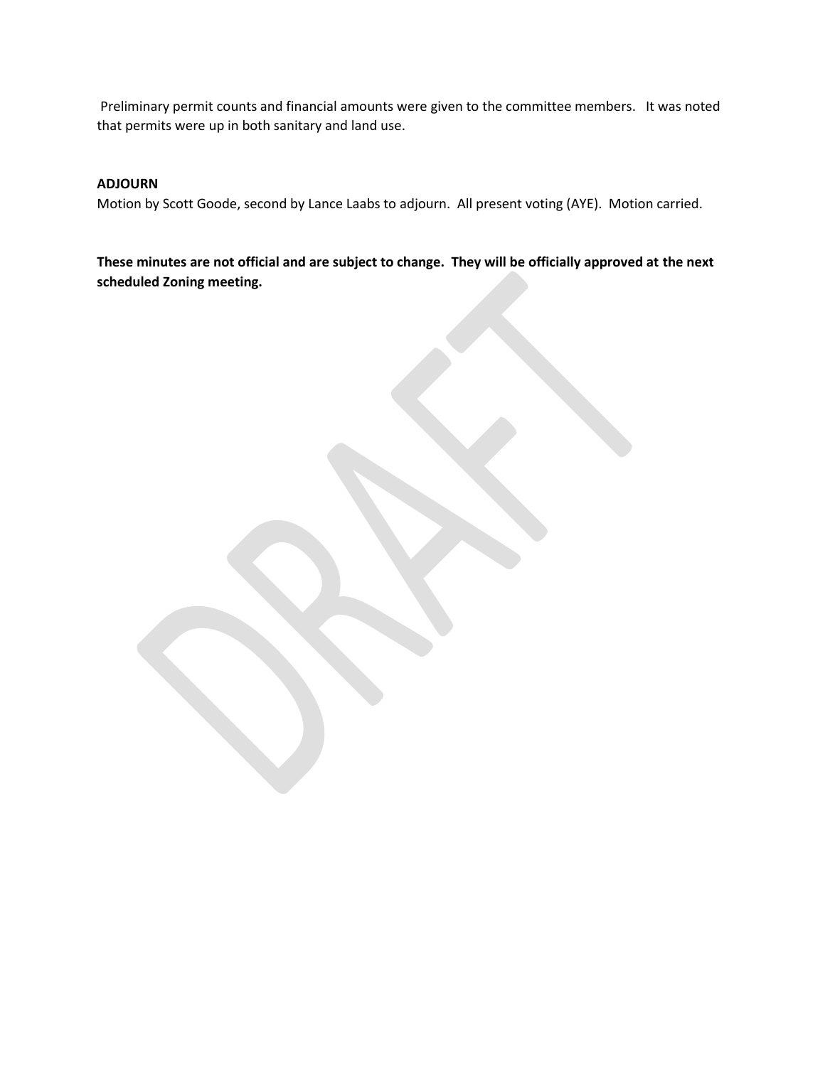Preliminary permit counts and financial amounts were given to the committee members. It was noted that permits were up in both sanitary and land use.

**ADJOURN**

Motion by Scott Goode, second by Lance Laabs to adjourn. All present voting (AYE). Motion carried.

**These minutes are not official and are subject to change. They will be officially approved at the next scheduled Zoning meeting.**